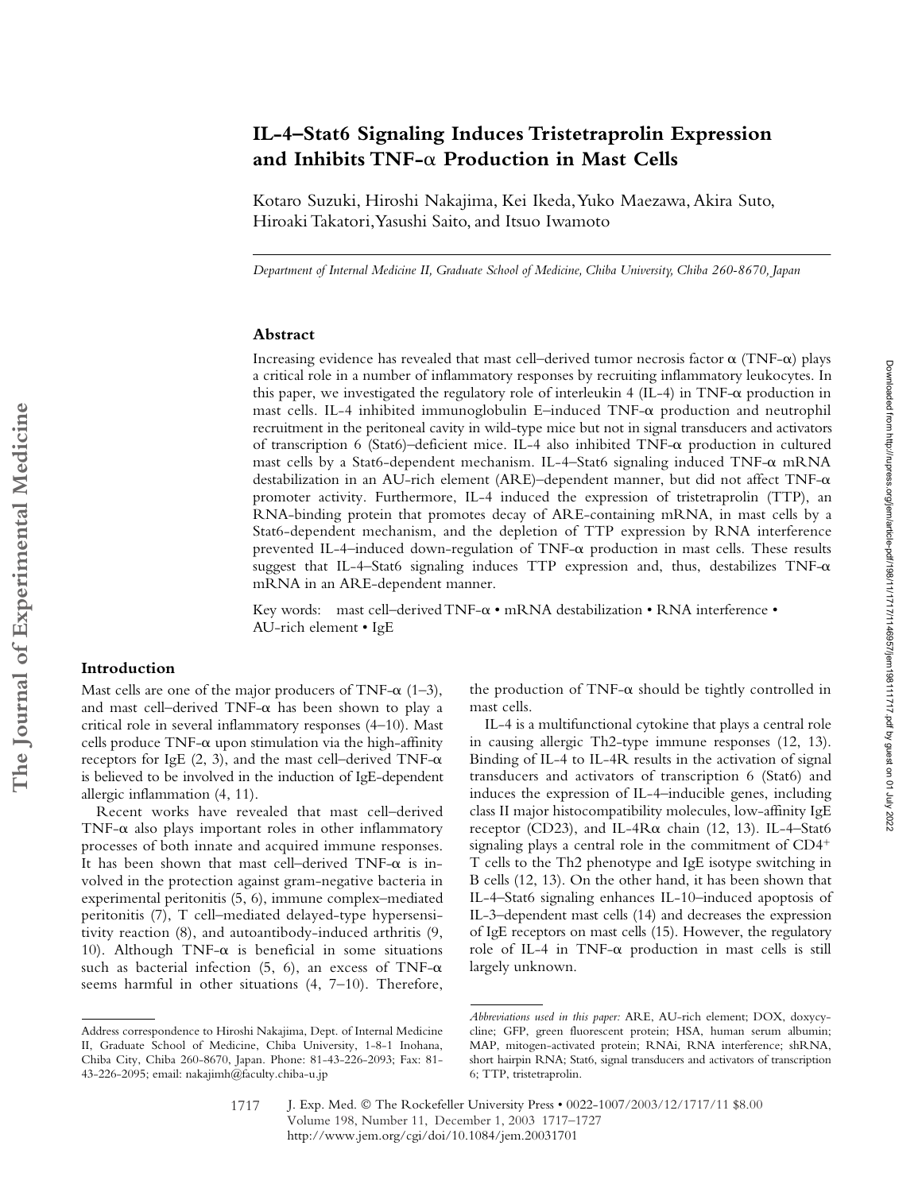# IL-4–Stat6 Signaling Induces Tristetraprolin Expression and Inhibits TNF-α Production in Mast Cells

Kotaro Suzuki, Hiroshi Nakajima, Kei Ikeda, Yuko Maezawa, Akira Suto, Hiroaki Takatori, Yasushi Saito, and Itsuo Iwamoto

*Department of Internal Medicine II, Graduate School of Medicine, Chiba University, Chiba 260-8670, Japan*

## Abstract

Increasing evidence has revealed that mast cell–derived tumor necrosis factor α (TNF-α) plays a critical role in a number of inflammatory responses by recruiting inflammatory leukocytes. In this paper, we investigated the regulatory role of interleukin 4 (IL-4) in TNF-α production in mast cells. IL-4 inhibited immunoglobulin E–induced TNF-α production and neutrophil recruitment in the peritoneal cavity in wild-type mice but not in signal transducers and activators of transcription 6 (Stat6)–deficient mice. IL-4 also inhibited TNF-α production in cultured mast cells by a Stat6-dependent mechanism. IL-4–Stat6 signaling induced TNF-α mRNA destabilization in an AU-rich element (ARE)–dependent manner, but did not affect TNF-α promoter activity. Furthermore, IL-4 induced the expression of tristetraprolin (TTP), an RNA-binding protein that promotes decay of ARE-containing mRNA, in mast cells by a Stat6-dependent mechanism, and the depletion of TTP expression by RNA interference prevented IL-4–induced down-regulation of TNF-α production in mast cells. These results suggest that IL-4–Stat6 signaling induces TTP expression and, thus, destabilizes TNF-α mRNA in an ARE-dependent manner.

Key words: mast cell–derived TNF-α • mRNA destabilization • RNA interference • AU-rich element • IgE

## Introduction

Mast cells are one of the major producers of TNF-α (1–3), and mast cell–derived TNF-α has been shown to play a critical role in several inflammatory responses (4–10). Mast cells produce TNF-α upon stimulation via the high-affinity receptors for IgE (2, 3), and the mast cell–derived TNF-α is believed to be involved in the induction of IgE-dependent allergic inflammation (4, 11).

Recent works have revealed that mast cell–derived TNF-α also plays important roles in other inflammatory processes of both innate and acquired immune responses. It has been shown that mast cell–derived TNF-α is involved in the protection against gram-negative bacteria in experimental peritonitis (5, 6), immune complex–mediated peritonitis (7), T cell–mediated delayed-type hypersensitivity reaction (8), and autoantibody-induced arthritis (9, 10). Although TNF-α is beneficial in some situations such as bacterial infection (5, 6), an excess of TNF-α seems harmful in other situations (4, 7–10). Therefore, the production of TNF-α should be tightly controlled in mast cells.

IL-4 is a multifunctional cytokine that plays a central role in causing allergic Th2-type immune responses (12, 13). Binding of IL-4 to IL-4R results in the activation of signal transducers and activators of transcription 6 (Stat6) and induces the expression of IL-4–inducible genes, including class II major histocompatibility molecules, low-affinity IgE receptor (CD23), and IL-4Rα chain (12, 13). IL-4–Stat6 signaling plays a central role in the commitment of $CD4^+$ T cells to the Th2 phenotype and IgE isotype switching in B cells (12, 13). On the other hand, it has been shown that IL-4–Stat6 signaling enhances IL-10–induced apoptosis of IL-3–dependent mast cells (14) and decreases the expression of IgE receptors on mast cells (15). However, the regulatory role of IL-4 in TNF-α production in mast cells is still largely unknown.

Address correspondence to Hiroshi Nakajima, Dept. of Internal Medicine II, Graduate School of Medicine, Chiba University, 1-8-1 Inohana, Chiba City, Chiba 260-8670, Japan. Phone: 81-43-226-2093; Fax: 81-43-226-2095; email: nakajimh@faculty.chiba-u.jp

*Abbreviations used in this paper:* ARE, AU-rich element; DOX, doxycycline; GFP, green fluorescent protein; HSA, human serum albumin; MAP, mitogen-activated protein; RNAi, RNA interference; shRNA, short hairpin RNA; Stat6, signal transducers and activators of transcription 6; TTP, tristetraprolin.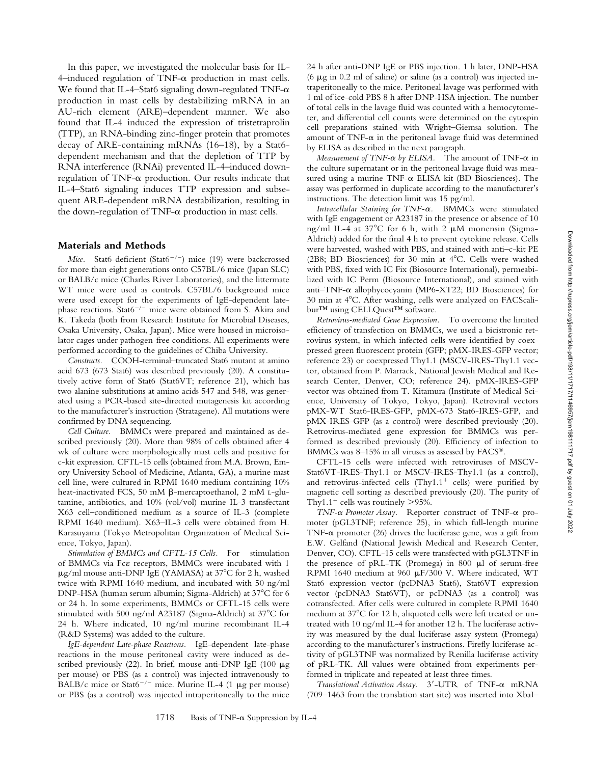In this paper, we investigated the molecular basis for IL-4–induced regulation of TNF-α production in mast cells. We found that IL-4–Stat6 signaling down-regulated TNF-α production in mast cells by destabilizing mRNA in an AU-rich element (ARE)–dependent manner. We also found that IL-4 induced the expression of tristetraprolin (TTP), an RNA-binding zinc-finger protein that promotes decay of ARE-containing mRNAs (16–18), by a Stat6-dependent mechanism and that the depletion of TTP by RNA interference (RNAi) prevented IL-4–induced down-regulation of TNF-α production. Our results indicate that IL-4–Stat6 signaling induces TTP expression and subsequent ARE-dependent mRNA destabilization, resulting in the down-regulation of TNF-α production in mast cells.

## Materials and Methods

*Mice.* Stat6-deficient (Stat6$^{-/-}$) mice (19) were backcrossed for more than eight generations onto C57BL/6 mice (Japan SLC) or BALB/c mice (Charles River Laboratories), and the littermate WT mice were used as controls. C57BL/6 background mice were used except for the experiments of IgE-dependent late-phase reactions. Stat6$^{-/-}$ mice were obtained from S. Akira and K. Takeda (both from Research Institute for Microbial Diseases, Osaka University, Osaka, Japan). Mice were housed in microisolator cages under pathogen-free conditions. All experiments were performed according to the guidelines of Chiba University.

*Constructs.* COOH-terminal–truncated Stat6 mutant at amino acid 673 (673 Stat6) was described previously (20). A constitutively active form of Stat6 (Stat6VT; reference 21), which has two alanine substitutions at amino acids 547 and 548, was generated using a PCR-based site-directed mutagenesis kit according to the manufacturer's instruction (Stratagene). All mutations were confirmed by DNA sequencing.

*Cell Culture.* BMMCs were prepared and maintained as described previously (20). More than 98% of cells obtained after 4 wk of culture were morphologically mast cells and positive for c-kit expression. CFTL-15 cells (obtained from M.A. Brown, Emory University School of Medicine, Atlanta, GA), a murine mast cell line, were cultured in RPMI 1640 medium containing 10% heat-inactivated FCS, 50 mM β-mercaptoethanol, 2 mM L-glutamine, antibiotics, and 10% (vol/vol) murine IL-3 transfectant X63 cell–conditioned medium as a source of IL-3 (complete RPMI 1640 medium). X63–IL-3 cells were obtained from H. Karasuyama (Tokyo Metropolitan Organization of Medical Science, Tokyo, Japan).

*Stimulation of BMMCs and CFTL-15 Cells.* For stimulation of BMMCs via Fcε receptors, BMMCs were incubated with 1 μg/ml mouse anti-DNP IgE (YAMASA) at 37°C for 2 h, washed twice with RPMI 1640 medium, and incubated with 50 ng/ml DNP-HSA (human serum albumin; Sigma-Aldrich) at 37°C for 6 or 24 h. In some experiments, BMMCs or CFTL-15 cells were stimulated with 500 ng/ml A23187 (Sigma-Aldrich) at 37°C for 24 h. Where indicated, 10 ng/ml murine recombinant IL-4 (R&D Systems) was added to the culture.

*IgE-dependent Late-phase Reactions.* IgE-dependent late-phase reactions in the mouse peritoneal cavity were induced as described previously (22). In brief, mouse anti-DNP IgE (100 μg per mouse) or PBS (as a control) was injected intravenously to BALB/c mice or Stat6$^{-/-}$ mice. Murine IL-4 (1 μg per mouse) or PBS (as a control) was injected intraperitoneally to the mice 24 h after anti-DNP IgE or PBS injection. 1 h later, DNP-HSA (6 μg in 0.2 ml of saline) or saline (as a control) was injected intraperitoneally to the mice. Peritoneal lavage was performed with 1 ml of ice-cold PBS 8 h after DNP-HSA injection. The number of total cells in the lavage fluid was counted with a hemocytometer, and differential cell counts were determined on the cytospin cell preparations stained with Wright–Giemsa solution. The amount of TNF-α in the peritoneal lavage fluid was determined by ELISA as described in the next paragraph.

*Measurement of TNF-α by ELISA.* The amount of TNF-α in the culture supernatant or in the peritoneal lavage fluid was measured using a murine TNF-α ELISA kit (BD Biosciences). The assay was performed in duplicate according to the manufacturer's instructions. The detection limit was 15 pg/ml.

*Intracellular Staining for TNF-α.* BMMCs were stimulated with IgE engagement or A23187 in the presence or absence of 10 ng/ml IL-4 at 37°C for 6 h, with 2 μM monensin (Sigma-Aldrich) added for the final 4 h to prevent cytokine release. Cells were harvested, washed with PBS, and stained with anti–c-kit PE (2B8; BD Biosciences) for 30 min at 4°C. Cells were washed with PBS, fixed with IC Fix (Biosource International), permeabilized with IC Perm (Biosource International), and stained with anti–TNF-α allophycocyanin (MP6-XT22; BD Biosciences) for 30 min at 4°C. After washing, cells were analyzed on FACScalibur™ using CELLQuest™ software.

*Retrovirus-mediated Gene Expression.* To overcome the limited efficiency of transfection on BMMCs, we used a bicistronic retrovirus system, in which infected cells were identified by coexpressed green fluorescent protein (GFP; pMX-IRES-GFP vector; reference 23) or coexpressed Thy1.1 (MSCV-IRES-Thy1.1 vector, obtained from P. Marrack, National Jewish Medical and Research Center, Denver, CO; reference 24). pMX-IRES-GFP vector was obtained from T. Kitamura (Institute of Medical Science, University of Tokyo, Tokyo, Japan). Retroviral vectors pMX-WT Stat6-IRES-GFP, pMX-673 Stat6-IRES-GFP, and pMX-IRES-GFP (as a control) were described previously (20). Retrovirus-mediated gene expression for BMMCs was performed as described previously (20). Efficiency of infection to BMMCs was 8–15% in all viruses as assessed by FACS®.

CFTL-15 cells were infected with retroviruses of MSCV-Stat6VT-IRES-Thy1.1 or MSCV-IRES-Thy1.1 (as a control), and retrovirus-infected cells (Thy1.1$^{+}$ cells) were purified by magnetic cell sorting as described previously (20). The purity of Thy1.1$^{+}$ cells was routinely >95%.

*TNF-α Promoter Assay.* Reporter construct of TNF-α promoter (pGL3TNF; reference 25), in which full-length murine TNF-α promoter (26) drives the luciferase gene, was a gift from E.W. Gelfand (National Jewish Medical and Research Center, Denver, CO). CFTL-15 cells were transfected with pGL3TNF in the presence of pRL-TK (Promega) in 800 μl of serum-free RPMI 1640 medium at 960 μF/300 V. Where indicated, WT Stat6 expression vector (pcDNA3 Stat6), Stat6VT expression vector (pcDNA3 Stat6VT), or pcDNA3 (as a control) was cotransfected. After cells were cultured in complete RPMI 1640 medium at 37°C for 12 h, aliquoted cells were left treated or untreated with 10 ng/ml IL-4 for another 12 h. The luciferase activity was measured by the dual luciferase assay system (Promega) according to the manufacturer's instructions. Firefly luciferase activity of pGL3TNF was normalized by Renilla luciferase activity of pRL-TK. All values were obtained from experiments performed in triplicate and repeated at least three times.

*Translational Activation Assay.* 3′-UTR of TNF-α mRNA (709–1463 from the translation start site) was inserted into XbaI–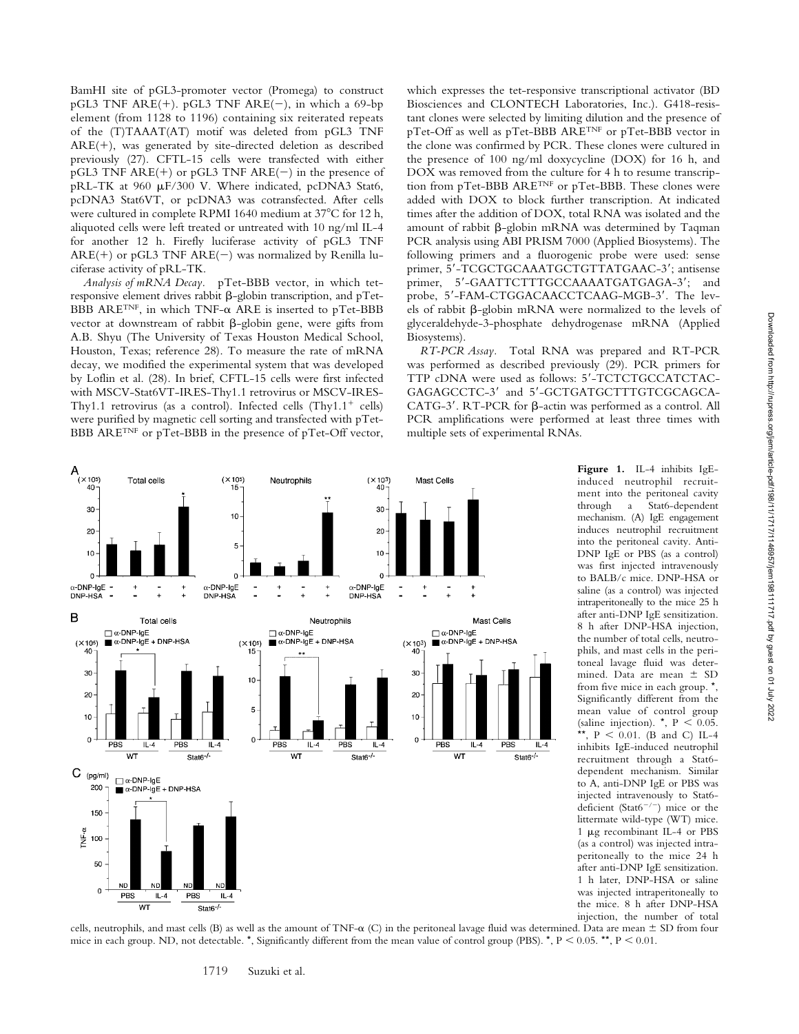BamHI site of pGL3-promoter vector (Promega) to construct pGL3 TNF ARE(+). pGL3 TNF ARE(−), in which a 69-bp element (from 1128 to 1196) containing six reiterated repeats of the (T)TAAAT(AT) motif was deleted from pGL3 TNF ARE(+), was generated by site-directed deletion as described previously (27). CFTL-15 cells were transfected with either pGL3 TNF ARE(+) or pGL3 TNF ARE(−) in the presence of pRL-TK at 960 μF/300 V. Where indicated, pcDNA3 Stat6, pcDNA3 Stat6VT, or pcDNA3 was cotransfected. After cells were cultured in complete RPMI 1640 medium at 37°C for 12 h, aliquoted cells were left treated or untreated with 10 ng/ml IL-4 for another 12 h. Firefly luciferase activity of pGL3 TNF ARE(+) or pGL3 TNF ARE(−) was normalized by Renilla luciferase activity of pRL-TK.

*Analysis of mRNA Decay.* pTet-BBB vector, in which tet-responsive element drives rabbit β-globin transcription, and pTet-BBB ARE$^{TNF}$, in which TNF-α ARE is inserted to pTet-BBB vector at downstream of rabbit β-globin gene, were gifts from A.B. Shyu (The University of Texas Houston Medical School, Houston, Texas; reference 28). To measure the rate of mRNA decay, we modified the experimental system that was developed by Loflin et al. (28). In brief, CFTL-15 cells were first infected with MSCV-Stat6VT-IRES-Thy1.1 retrovirus or MSCV-IRES-Thy1.1 retrovirus (as a control). Infected cells (Thy1.1$^+$ cells) were purified by magnetic cell sorting and transfected with pTet-BBB ARE$^{TNF}$ or pTet-BBB in the presence of pTet-Off vector, which expresses the tet-responsive transcriptional activator (BD Biosciences and CLONTECH Laboratories, Inc.). G418-resistant clones were selected by limiting dilution and the presence of pTet-Off as well as pTet-BBB ARE$^{TNF}$ or pTet-BBB vector in the clone was confirmed by PCR. These clones were cultured in the presence of 100 ng/ml doxycycline (DOX) for 16 h, and DOX was removed from the culture for 4 h to resume transcription from pTet-BBB ARE$^{TNF}$ or pTet-BBB. These clones were added with DOX to block further transcription. At indicated times after the addition of DOX, total RNA was isolated and the amount of rabbit β-globin mRNA was determined by Taqman PCR analysis using ABI PRISM 7000 (Applied Biosystems). The following primers and a fluorogenic probe were used: sense primer, 5′-TCGCTGCAAATGCTGTTATGAAC-3′; antisense primer, 5′-GAATTCTTTGCCAAAATGATGAGA-3′; and probe, 5′-FAM-CTGGACAACCTCAAG-MGB-3′. The levels of rabbit β-globin mRNA were normalized to the levels of glyceraldehyde-3-phosphate dehydrogenase mRNA (Applied Biosystems).

*RT-PCR Assay.* Total RNA was prepared and RT-PCR was performed as described previously (29). PCR primers for TTP cDNA were used as follows: 5′-TCTCTGCCATCTACGAGAGCCTC-3′ and 5′-GCTGATGCTTTGTCGCAGCACATG-3′. RT-PCR for β-actin was performed as a control. All PCR amplifications were performed at least three times with multiple sets of experimental RNAs.

**Figure 1.** IL-4 inhibits IgE-induced neutrophil recruitment into the peritoneal cavity through a Stat6-dependent mechanism. (A) IgE engagement induces neutrophil recruitment into the peritoneal cavity. Anti-DNP IgE or PBS (as a control) was first injected intravenously to BALB/c mice. DNP-HSA or saline (as a control) was injected intraperitoneally to the mice 25 h after anti-DNP IgE sensitization. 8 h after DNP-HSA injection, the number of total cells, neutrophils, and mast cells in the peritoneal lavage fluid was determined. Data are mean ± SD from five mice in each group. *, Significantly different from the mean value of control group (saline injection). *, $P < 0.05$. **, $P < 0.01$. (B and C) IL-4 inhibits IgE-induced neutrophil recruitment through a Stat6-dependent mechanism. Similar to A, anti-DNP IgE or PBS was injected intravenously to Stat6-deficient (Stat6$^{-/-}$) mice or the littermate wild-type (WT) mice. 1 μg recombinant IL-4 or PBS (as a control) was injected intraperitoneally to the mice 24 h after anti-DNP IgE sensitization. 1 h later, DNP-HSA or saline was injected intraperitoneally to the mice. 8 h after DNP-HSA injection, the number of total cells, neutrophils, and mast cells (B) as well as the amount of TNF-α (C) in the peritoneal lavage fluid was determined. Data are mean ± SD from four mice in each group. ND, not detectable. *, Significantly different from the mean value of control group (PBS). *, $P < 0.05$. **, $P < 0.01$.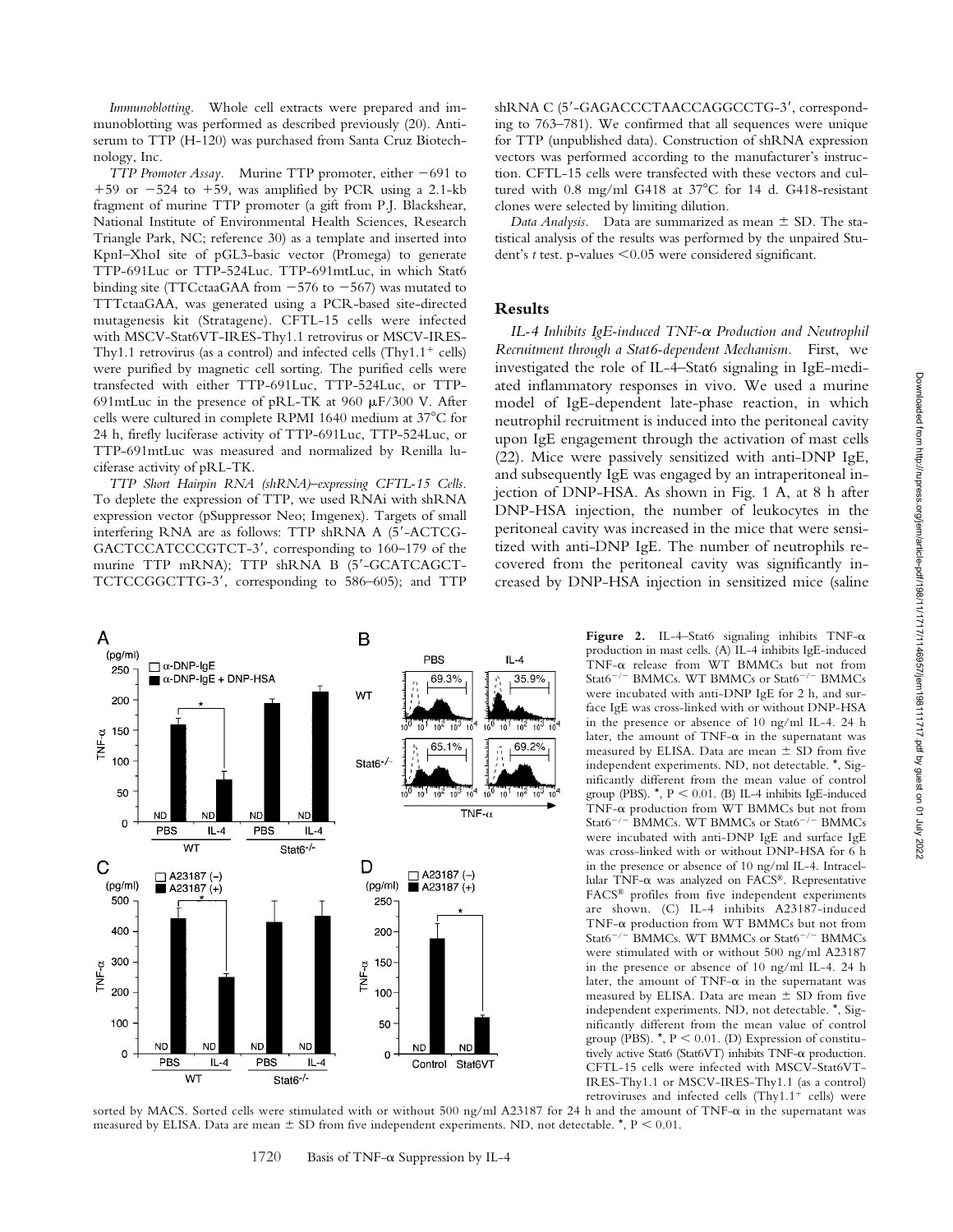*Immunoblotting.* Whole cell extracts were prepared and immunoblotting was performed as described previously (20). Antiserum to TTP (H-120) was purchased from Santa Cruz Biotechnology, Inc.

*TTP Promoter Assay.* Murine TTP promoter, either −691 to +59 or −524 to +59, was amplified by PCR using a 2.1-kb fragment of murine TTP promoter (a gift from P.J. Blackshear, National Institute of Environmental Health Sciences, Research Triangle Park, NC; reference 30) as a template and inserted into KpnI–XhoI site of pGL3-basic vector (Promega) to generate TTP-691Luc or TTP-524Luc. TTP-691mtLuc, in which Stat6 binding site (TTCctaaGAA from −576 to −567) was mutated to TTTctaaGAA, was generated using a PCR-based site-directed mutagenesis kit (Stratagene). CFTL-15 cells were infected with MSCV-Stat6VT-IRES-Thy1.1 retrovirus or MSCV-IRES-Thy1.1 retrovirus (as a control) and infected cells (Thy1.1$^{+}$ cells) were purified by magnetic cell sorting. The purified cells were transfected with either TTP-691Luc, TTP-524Luc, or TTP-691mtLuc in the presence of pRL-TK at 960 μF/300 V. After cells were cultured in complete RPMI 1640 medium at 37°C for 24 h, firefly luciferase activity of TTP-691Luc, TTP-524Luc, or TTP-691mtLuc was measured and normalized by Renilla luciferase activity of pRL-TK.

*TTP Short Hairpin RNA (shRNA)–expressing CFTL-15 Cells.* To deplete the expression of TTP, we used RNAi with shRNA expression vector (pSuppressor Neo; Imgenex). Targets of small interfering RNA are as follows: TTP shRNA A (5′-ACTCGGACTCCATCCCGTCT-3′, corresponding to 160–179 of the murine TTP mRNA); TTP shRNA B (5′-GCATCAGCTTCTCCGGCTTG-3′, corresponding to 586–605); and TTP shRNA C (5′-GAGACCCTAACCAGGCCTG-3′, corresponding to 763–781). We confirmed that all sequences were unique for TTP (unpublished data). Construction of shRNA expression vectors was performed according to the manufacturer's instruction. CFTL-15 cells were transfected with these vectors and cultured with 0.8 mg/ml G418 at 37°C for 14 d. G418-resistant clones were selected by limiting dilution.

*Data Analysis.* Data are summarized as mean ± SD. The statistical analysis of the results was performed by the unpaired Student's *t* test. p-values <0.05 were considered significant.

## Results

*IL-4 Inhibits IgE-induced TNF-α Production and Neutrophil Recruitment through a Stat6-dependent Mechanism.* First, we investigated the role of IL-4–Stat6 signaling in IgE-mediated inflammatory responses in vivo. We used a murine model of IgE-dependent late-phase reaction, in which neutrophil recruitment is induced into the peritoneal cavity upon IgE engagement through the activation of mast cells (22). Mice were passively sensitized with anti-DNP IgE, and subsequently IgE was engaged by an intraperitoneal injection of DNP-HSA. As shown in Fig. 1 A, at 8 h after DNP-HSA injection, the number of leukocytes in the peritoneal cavity was increased in the mice that were sensitized with anti-DNP IgE. The number of neutrophils recovered from the peritoneal cavity was significantly increased by DNP-HSA injection in sensitized mice (saline

**Figure 2.** IL-4–Stat6 signaling inhibits TNF-α production in mast cells. (A) IL-4 inhibits IgE-induced TNF-α release from WT BMMCs but not from Stat6$^{-/-}$ BMMCs. WT BMMCs or Stat6$^{-/-}$ BMMCs were incubated with anti-DNP IgE for 2 h, and surface IgE was cross-linked with or without DNP-HSA in the presence or absence of 10 ng/ml IL-4. 24 h later, the amount of TNF-α in the supernatant was measured by ELISA. Data are mean ± SD from five independent experiments. ND, not detectable. *, Significantly different from the mean value of control group (PBS). *, P < 0.01. (B) IL-4 inhibits IgE-induced TNF-α production from WT BMMCs but not from Stat6$^{-/-}$ BMMCs. WT BMMCs or Stat6$^{-/-}$ BMMCs were incubated with anti-DNP IgE and surface IgE was cross-linked with or without DNP-HSA for 6 h in the presence or absence of 10 ng/ml IL-4. Intracellular TNF-α was analyzed on FACS®. Representative FACS® profiles from five independent experiments are shown. (C) IL-4 inhibits A23187-induced TNF-α production from WT BMMCs but not from Stat6$^{-/-}$ BMMCs. WT BMMCs or Stat6$^{-/-}$ BMMCs were stimulated with or without 500 ng/ml A23187 in the presence or absence of 10 ng/ml IL-4. 24 h later, the amount of TNF-α in the supernatant was measured by ELISA. Data are mean ± SD from five independent experiments. ND, not detectable. *, Significantly different from the mean value of control group (PBS). *, P < 0.01. (D) Expression of constitutively active Stat6 (Stat6VT) inhibits TNF-α production. CFTL-15 cells were infected with MSCV-Stat6VT-IRES-Thy1.1 or MSCV-IRES-Thy1.1 (as a control) retroviruses and infected cells (Thy1.1$^{+}$ cells) were sorted by MACS. Sorted cells were stimulated with or without 500 ng/ml A23187 for 24 h and the amount of TNF-α in the supernatant was measured by ELISA. Data are mean ± SD from five independent experiments. ND, not detectable. *, P < 0.01.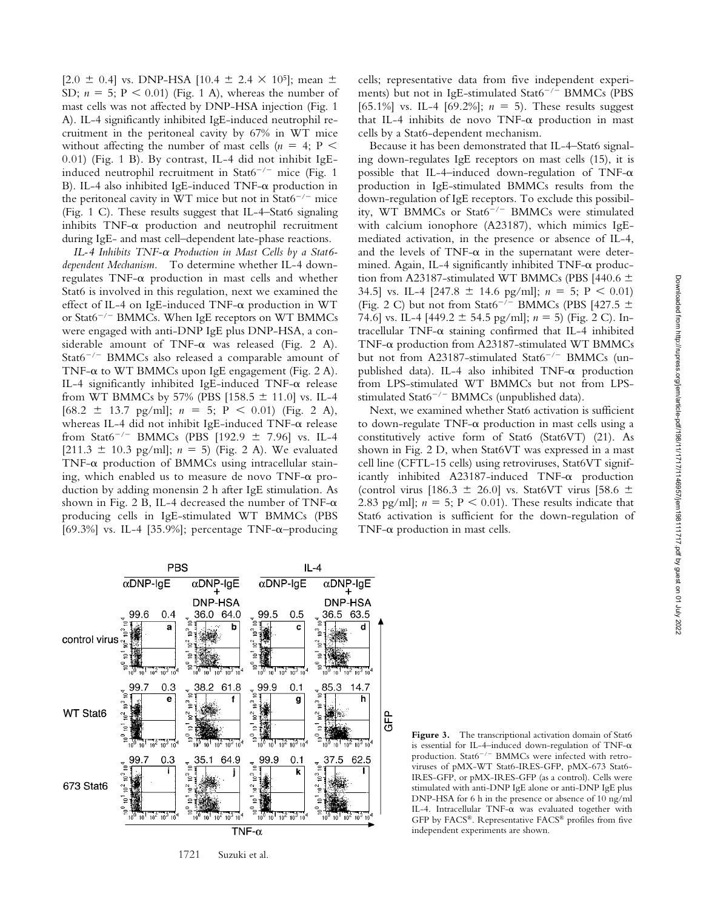[2.0 ± 0.4] vs. DNP-HSA [10.4 ± 2.4 × $10^5$]; mean ± SD; $n = 5$; $P < 0.01$) (Fig. 1 A), whereas the number of mast cells was not affected by DNP-HSA injection (Fig. 1 A). IL-4 significantly inhibited IgE-induced neutrophil recruitment in the peritoneal cavity by 67% in WT mice without affecting the number of mast cells ($n = 4$; $P < 0.01$) (Fig. 1 B). By contrast, IL-4 did not inhibit IgE-induced neutrophil recruitment in Stat6$^{-/-}$ mice (Fig. 1 B). IL-4 also inhibited IgE-induced TNF-α production in the peritoneal cavity in WT mice but not in Stat6$^{-/-}$ mice (Fig. 1 C). These results suggest that IL-4–Stat6 signaling inhibits TNF-α production and neutrophil recruitment during IgE- and mast cell–dependent late-phase reactions.

*IL-4 Inhibits TNF-α Production in Mast Cells by a Stat6-dependent Mechanism.* To determine whether IL-4 down-regulates TNF-α production in mast cells and whether Stat6 is involved in this regulation, next we examined the effect of IL-4 on IgE-induced TNF-α production in WT or Stat6$^{-/-}$ BMMCs. When IgE receptors on WT BMMCs were engaged with anti-DNP IgE plus DNP-HSA, a considerable amount of TNF-α was released (Fig. 2 A). Stat6$^{-/-}$ BMMCs also released a comparable amount of TNF-α to WT BMMCs upon IgE engagement (Fig. 2 A). IL-4 significantly inhibited IgE-induced TNF-α release from WT BMMCs by 57% (PBS [158.5 ± 11.0] vs. IL-4 [68.2 ± 13.7 pg/ml]; $n = 5$; $P < 0.01$) (Fig. 2 A), whereas IL-4 did not inhibit IgE-induced TNF-α release from Stat6$^{-/-}$ BMMCs (PBS [192.9 ± 7.96] vs. IL-4 [211.3 ± 10.3 pg/ml]; $n = 5$) (Fig. 2 A). We evaluated TNF-α production of BMMCs using intracellular staining, which enabled us to measure de novo TNF-α production by adding monensin 2 h after IgE stimulation. As shown in Fig. 2 B, IL-4 decreased the number of TNF-α producing cells in IgE-stimulated WT BMMCs (PBS [69.3%] vs. IL-4 [35.9%]; percentage TNF-α–producing cells; representative data from five independent experiments) but not in IgE-stimulated Stat6$^{-/-}$ BMMCs (PBS [65.1%] vs. IL-4 [69.2%]; $n = 5$). These results suggest that IL-4 inhibits de novo TNF-α production in mast cells by a Stat6-dependent mechanism.

Because it has been demonstrated that IL-4–Stat6 signaling down-regulates IgE receptors on mast cells (15), it is possible that IL-4–induced down-regulation of TNF-α production in IgE-stimulated BMMCs results from the down-regulation of IgE receptors. To exclude this possibility, WT BMMCs or Stat6$^{-/-}$ BMMCs were stimulated with calcium ionophore (A23187), which mimics IgE-mediated activation, in the presence or absence of IL-4, and the levels of TNF-α in the supernatant were determined. Again, IL-4 significantly inhibited TNF-α production from A23187-stimulated WT BMMCs (PBS [440.6 ± 34.5] vs. IL-4 [247.8 ± 14.6 pg/ml]; $n = 5$; $P < 0.01$) (Fig. 2 C) but not from Stat6$^{-/-}$ BMMCs (PBS [427.5 ± 74.6] vs. IL-4 [449.2 ± 54.5 pg/ml]; $n = 5$) (Fig. 2 C). Intracellular TNF-α staining confirmed that IL-4 inhibited TNF-α production from A23187-stimulated WT BMMCs but not from A23187-stimulated Stat6$^{-/-}$ BMMCs (unpublished data). IL-4 also inhibited TNF-α production from LPS-stimulated WT BMMCs but not from LPS-stimulated Stat6$^{-/-}$ BMMCs (unpublished data).

Next, we examined whether Stat6 activation is sufficient to down-regulate TNF-α production in mast cells using a constitutively active form of Stat6 (Stat6VT) (21). As shown in Fig. 2 D, when Stat6VT was expressed in a mast cell line (CFTL-15 cells) using retroviruses, Stat6VT significantly inhibited A23187-induced TNF-α production (control virus [186.3 ± 26.0] vs. Stat6VT virus [58.6 ± 2.83 pg/ml]; $n = 5$; $P < 0.01$). These results indicate that Stat6 activation is sufficient for the down-regulation of TNF-α production in mast cells.

**Figure 3.** The transcriptional activation domain of Stat6 is essential for IL-4–induced down-regulation of TNF-α production. Stat6$^{-/-}$ BMMCs were infected with retroviruses of pMX-WT Stat6-IRES-GFP, pMX-673 Stat6-IRES-GFP, or pMX-IRES-GFP (as a control). Cells were stimulated with anti-DNP IgE alone or anti-DNP IgE plus DNP-HSA for 6 h in the presence or absence of 10 ng/ml IL-4. Intracellular TNF-α was evaluated together with GFP by FACS®. Representative FACS® profiles from five independent experiments are shown.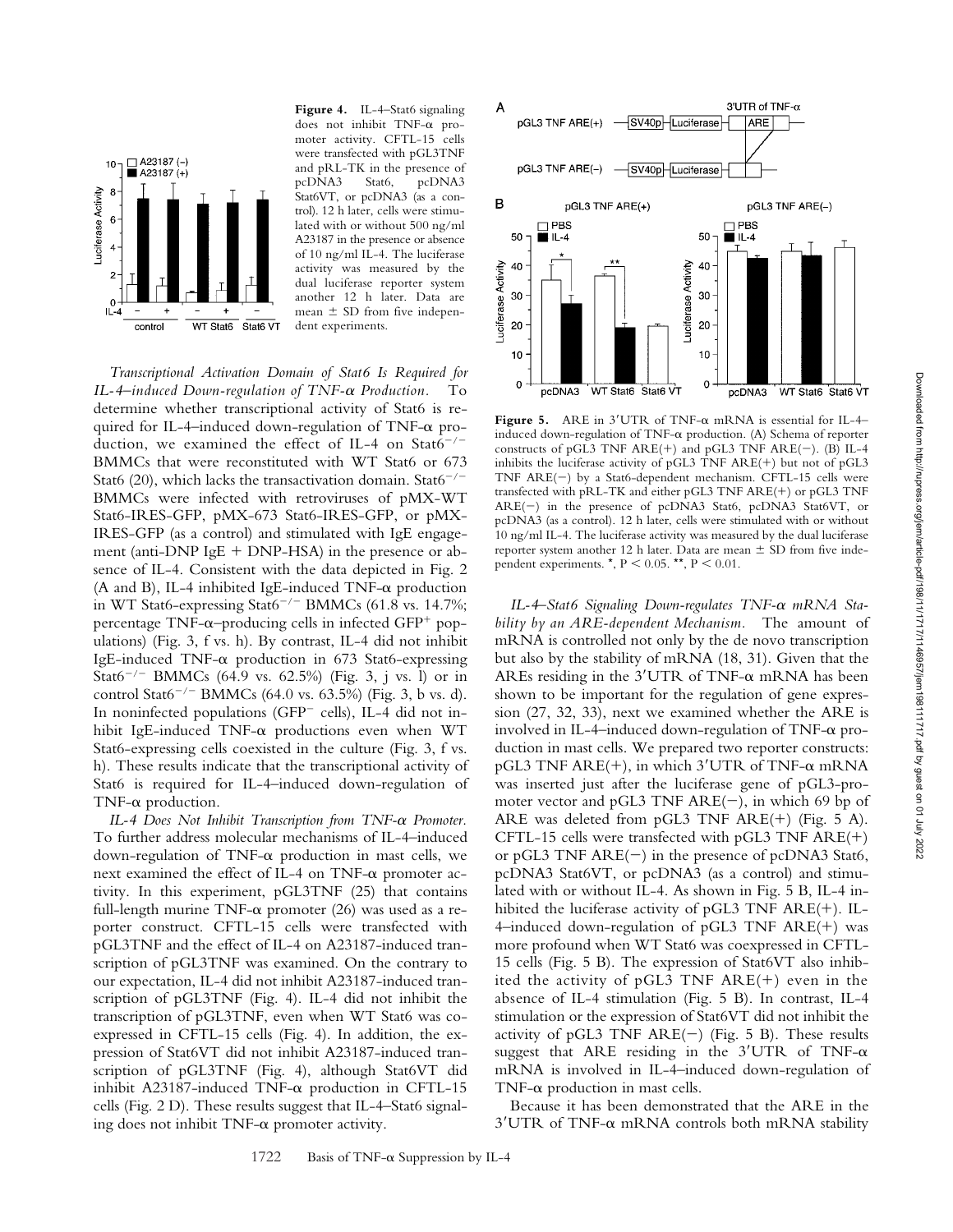**Figure 4.** IL-4–Stat6 signaling does not inhibit TNF-α promoter activity. CFTL-15 cells were transfected with pGL3TNF and pRL-TK in the presence of pcDNA3 Stat6, pcDNA3 Stat6VT, or pcDNA3 (as a control). 12 h later, cells were stimulated with or without 500 ng/ml A23187 in the presence or absence of 10 ng/ml IL-4. The luciferase activity was measured by the dual luciferase reporter system another 12 h later. Data are mean ± SD from five independent experiments.

*Transcriptional Activation Domain of Stat6 Is Required for IL-4–induced Down-regulation of TNF-α Production.* To determine whether transcriptional activity of Stat6 is required for IL-4–induced down-regulation of TNF-α production, we examined the effect of IL-4 on $Stat6^{-/-}$ BMMCs that were reconstituted with WT Stat6 or 673 Stat6 (20), which lacks the transactivation domain. $Stat6^{-/-}$ BMMCs were infected with retroviruses of pMX-WT Stat6-IRES-GFP, pMX-673 Stat6-IRES-GFP, or pMX-IRES-GFP (as a control) and stimulated with IgE engagement (anti-DNP IgE + DNP-HSA) in the presence or absence of IL-4. Consistent with the data depicted in Fig. 2 (A and B), IL-4 inhibited IgE-induced TNF-α production in WT Stat6-expressing $Stat6^{-/-}$ BMMCs (61.8 vs. 14.7%; percentage TNF-α–producing cells in infected $GFP^{+}$ populations) (Fig. 3, f vs. h). By contrast, IL-4 did not inhibit IgE-induced TNF-α production in 673 Stat6-expressing $Stat6^{-/-}$ BMMCs (64.9 vs. 62.5%) (Fig. 3, j vs. l) or in control $Stat6^{-/-}$ BMMCs (64.0 vs. 63.5%) (Fig. 3, b vs. d). In noninfected populations ($GFP^{-}$ cells), IL-4 did not inhibit IgE-induced TNF-α productions even when WT Stat6-expressing cells coexisted in the culture (Fig. 3, f vs. h). These results indicate that the transcriptional activity of Stat6 is required for IL-4–induced down-regulation of TNF-α production.

*IL-4 Does Not Inhibit Transcription from TNF-α Promoter.* To further address molecular mechanisms of IL-4–induced down-regulation of TNF-α production in mast cells, we next examined the effect of IL-4 on TNF-α promoter activity. In this experiment, pGL3TNF (25) that contains full-length murine TNF-α promoter (26) was used as a reporter construct. CFTL-15 cells were transfected with pGL3TNF and the effect of IL-4 on A23187-induced transcription of pGL3TNF was examined. On the contrary to our expectation, IL-4 did not inhibit A23187-induced transcription of pGL3TNF (Fig. 4). IL-4 did not inhibit the transcription of pGL3TNF, even when WT Stat6 was coexpressed in CFTL-15 cells (Fig. 4). In addition, the expression of Stat6VT did not inhibit A23187-induced transcription of pGL3TNF (Fig. 4), although Stat6VT did inhibit A23187-induced TNF-α production in CFTL-15 cells (Fig. 2 D). These results suggest that IL-4–Stat6 signaling does not inhibit TNF-α promoter activity.

**Figure 5.** ARE in 3′UTR of TNF-α mRNA is essential for IL-4–induced down-regulation of TNF-α production. (A) Schema of reporter constructs of pGL3 TNF ARE(+) and pGL3 TNF ARE(−). (B) IL-4 inhibits the luciferase activity of pGL3 TNF ARE(+) but not of pGL3 TNF ARE(−) by a Stat6-dependent mechanism. CFTL-15 cells were transfected with pRL-TK and either pGL3 TNF ARE(+) or pGL3 TNF ARE(−) in the presence of pcDNA3 Stat6, pcDNA3 Stat6VT, or pcDNA3 (as a control). 12 h later, cells were stimulated with or without 10 ng/ml IL-4. The luciferase activity was measured by the dual luciferase reporter system another 12 h later. Data are mean ± SD from five independent experiments. *, $P < 0.05$. **, $P < 0.01$.

*IL-4–Stat6 Signaling Down-regulates TNF-α mRNA Stability by an ARE-dependent Mechanism.* The amount of mRNA is controlled not only by the de novo transcription but also by the stability of mRNA (18, 31). Given that the AREs residing in the 3′UTR of TNF-α mRNA has been shown to be important for the regulation of gene expression (27, 32, 33), next we examined whether the ARE is involved in IL-4–induced down-regulation of TNF-α production in mast cells. We prepared two reporter constructs: pGL3 TNF ARE(+), in which 3′UTR of TNF-α mRNA was inserted just after the luciferase gene of pGL3-promoter vector and pGL3 TNF ARE(−), in which 69 bp of ARE was deleted from pGL3 TNF ARE(+) (Fig. 5 A). CFTL-15 cells were transfected with pGL3 TNF ARE(+) or pGL3 TNF ARE(−) in the presence of pcDNA3 Stat6, pcDNA3 Stat6VT, or pcDNA3 (as a control) and stimulated with or without IL-4. As shown in Fig. 5 B, IL-4 inhibited the luciferase activity of pGL3 TNF ARE(+). IL-4–induced down-regulation of pGL3 TNF ARE(+) was more profound when WT Stat6 was coexpressed in CFTL-15 cells (Fig. 5 B). The expression of Stat6VT also inhibited the activity of pGL3 TNF ARE(+) even in the absence of IL-4 stimulation (Fig. 5 B). In contrast, IL-4 stimulation or the expression of Stat6VT did not inhibit the activity of pGL3 TNF ARE(−) (Fig. 5 B). These results suggest that ARE residing in the 3′UTR of TNF-α mRNA is involved in IL-4–induced down-regulation of TNF-α production in mast cells.

Because it has been demonstrated that the ARE in the 3′UTR of TNF-α mRNA controls both mRNA stability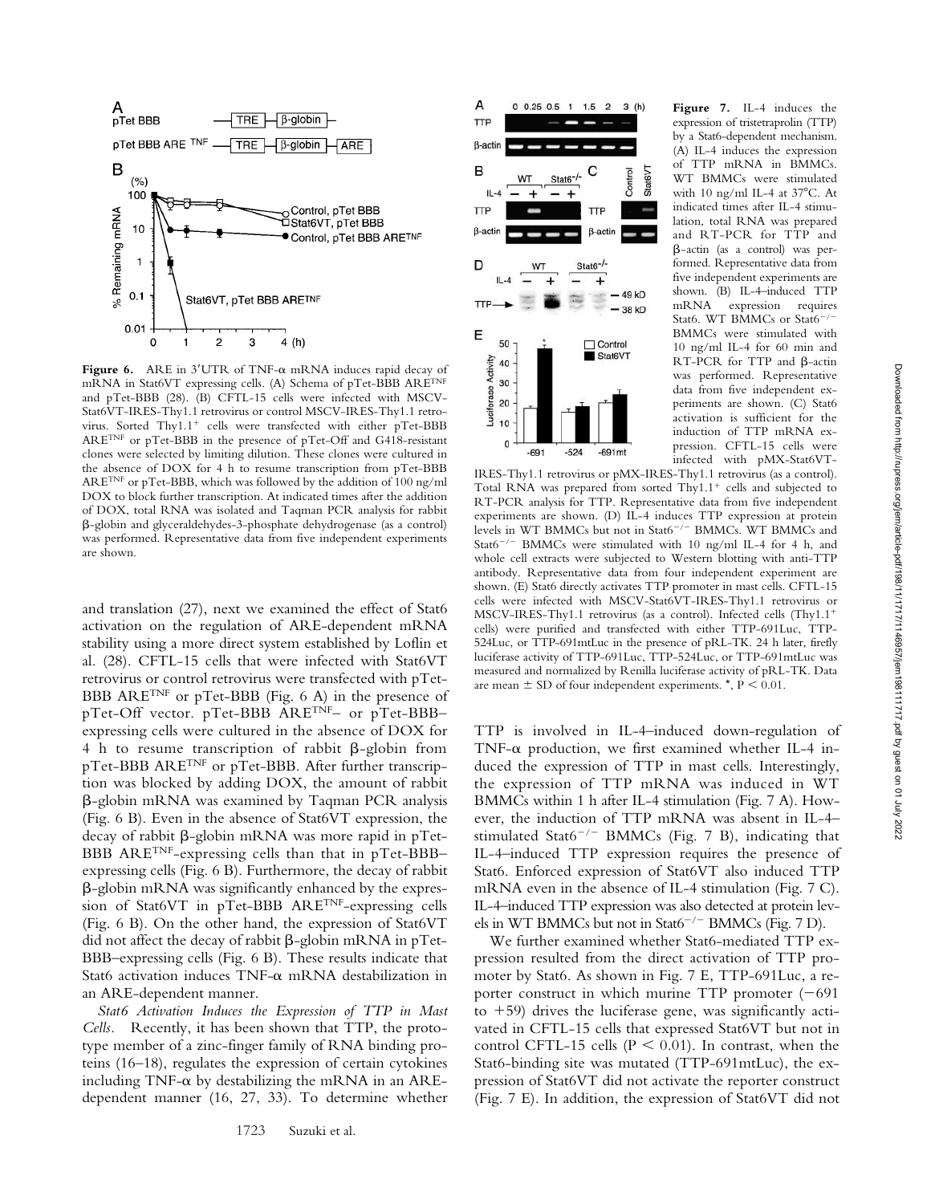**Figure 6.** ARE in 3′UTR of TNF-α mRNA induces rapid decay of mRNA in Stat6VT expressing cells. (A) Schema of pTet-BBB ARE$^{TNF}$ and pTet-BBB (28). (B) CFTL-15 cells were infected with MSCV-Stat6VT-IRES-Thy1.1 retrovirus or control MSCV-IRES-Thy1.1 retrovirus. Sorted Thy1.1$^{+}$ cells were transfected with either pTet-BBB ARE$^{TNF}$ or pTet-BBB in the presence of pTet-Off and G418-resistant clones were selected by limiting dilution. These clones were cultured in the absence of DOX for 4 h to resume transcription from pTet-BBB ARE$^{TNF}$ or pTet-BBB, which was followed by the addition of 100 ng/ml DOX to block further transcription. At indicated times after the addition of DOX, total RNA was isolated and Taqman PCR analysis for rabbit β-globin and glyceraldehydes-3-phosphate dehydrogenase (as a control) was performed. Representative data from five independent experiments are shown.

**Figure 7.** IL-4 induces the expression of tristetraprolin (TTP) by a Stat6-dependent mechanism. (A) IL-4 induces the expression of TTP mRNA in BMMCs. WT BMMCs were stimulated with 10 ng/ml IL-4 at 37°C. At indicated times after IL-4 stimulation, total RNA was prepared and RT-PCR for TTP and β-actin (as a control) was performed. Representative data from five independent experiments are shown. (B) IL-4–induced TTP mRNA expression requires Stat6. WT BMMCs or Stat6$^{-/-}$ BMMCs were stimulated with 10 ng/ml IL-4 for 60 min and RT-PCR for TTP and β-actin was performed. Representative data from five independent experiments are shown. (C) Stat6 activation is sufficient for the induction of TTP mRNA expression. CFTL-15 cells were infected with pMX-Stat6VT-IRES-Thy1.1 retrovirus or pMX-IRES-Thy1.1 retrovirus (as a control). Total RNA was prepared from sorted Thy1.1$^{+}$ cells and subjected to RT-PCR analysis for TTP. Representative data from five independent experiments are shown. (D) IL-4 induces TTP expression at protein levels in WT BMMCs but not in Stat6$^{-/-}$ BMMCs. WT BMMCs and Stat6$^{-/-}$ BMMCs were stimulated with 10 ng/ml IL-4 for 4 h, and whole cell extracts were subjected to Western blotting with anti-TTP antibody. Representative data from four independent experiment are shown. (E) Stat6 directly activates TTP promoter in mast cells. CFTL-15 cells were infected with MSCV-Stat6VT-IRES-Thy1.1 retrovirus or MSCV-IRES-Thy1.1 retrovirus (as a control). Infected cells (Thy1.1$^{+}$ cells) were purified and transfected with either TTP-691Luc, TTP-524Luc, or TTP-691mtLuc in the presence of pRL-TK. 24 h later, firefly luciferase activity of TTP-691Luc, TTP-524Luc, or TTP-691mtLuc was measured and normalized by Renilla luciferase activity of pRL-TK. Data are mean ± SD of four independent experiments. *, $P < 0.01$.

and translation (27), next we examined the effect of Stat6 activation on the regulation of ARE-dependent mRNA stability using a more direct system established by Loflin et al. (28). CFTL-15 cells that were infected with Stat6VT retrovirus or control retrovirus were transfected with pTet-BBB ARE$^{TNF}$ or pTet-BBB (Fig. 6 A) in the presence of pTet-Off vector. pTet-BBB ARE$^{TNF}$– or pTet-BBB–expressing cells were cultured in the absence of DOX for 4 h to resume transcription of rabbit β-globin from pTet-BBB ARE$^{TNF}$ or pTet-BBB. After further transcription was blocked by adding DOX, the amount of rabbit β-globin mRNA was examined by Taqman PCR analysis (Fig. 6 B). Even in the absence of Stat6VT expression, the decay of rabbit β-globin mRNA was more rapid in pTet-BBB ARE$^{TNF}$-expressing cells than that in pTet-BBB–expressing cells (Fig. 6 B). Furthermore, the decay of rabbit β-globin mRNA was significantly enhanced by the expression of Stat6VT in pTet-BBB ARE$^{TNF}$-expressing cells (Fig. 6 B). On the other hand, the expression of Stat6VT did not affect the decay of rabbit β-globin mRNA in pTet-BBB–expressing cells (Fig. 6 B). These results indicate that Stat6 activation induces TNF-α mRNA destabilization in an ARE-dependent manner.

*Stat6 Activation Induces the Expression of TTP in Mast Cells.* Recently, it has been shown that TTP, the prototype member of a zinc-finger family of RNA binding proteins (16–18), regulates the expression of certain cytokines including TNF-α by destabilizing the mRNA in an ARE-dependent manner (16, 27, 33). To determine whether TTP is involved in IL-4–induced down-regulation of TNF-α production, we first examined whether IL-4 induced the expression of TTP in mast cells. Interestingly, the expression of TTP mRNA was induced in WT BMMCs within 1 h after IL-4 stimulation (Fig. 7 A). However, the induction of TTP mRNA was absent in IL-4–stimulated Stat6$^{-/-}$ BMMCs (Fig. 7 B), indicating that IL-4–induced TTP expression requires the presence of Stat6. Enforced expression of Stat6VT also induced TTP mRNA even in the absence of IL-4 stimulation (Fig. 7 C). IL-4–induced TTP expression was also detected at protein levels in WT BMMCs but not in Stat6$^{-/-}$ BMMCs (Fig. 7 D).

We further examined whether Stat6-mediated TTP expression resulted from the direct activation of TTP promoter by Stat6. As shown in Fig. 7 E, TTP-691Luc, a reporter construct in which murine TTP promoter (−691 to +59) drives the luciferase gene, was significantly activated in CFTL-15 cells that expressed Stat6VT but not in control CFTL-15 cells ($P < 0.01$). In contrast, when the Stat6-binding site was mutated (TTP-691mtLuc), the expression of Stat6VT did not activate the reporter construct (Fig. 7 E). In addition, the expression of Stat6VT did not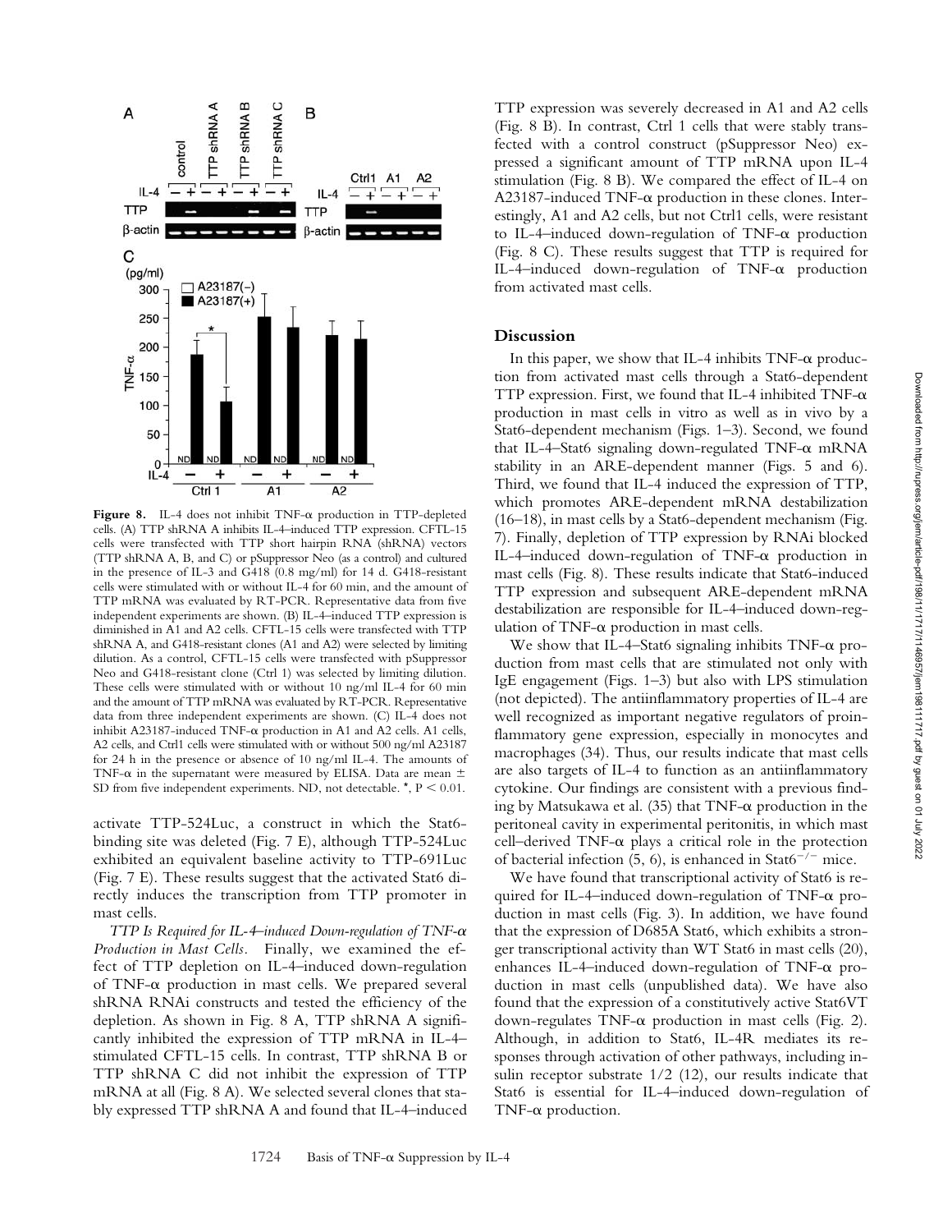**Figure 8.** IL-4 does not inhibit TNF-α production in TTP-depleted cells. (A) TTP shRNA A inhibits IL-4–induced TTP expression. CFTL-15 cells were transfected with TTP short hairpin RNA (shRNA) vectors (TTP shRNA A, B, and C) or pSuppressor Neo (as a control) and cultured in the presence of IL-3 and G418 (0.8 mg/ml) for 14 d. G418-resistant cells were stimulated with or without IL-4 for 60 min, and the amount of TTP mRNA was evaluated by RT-PCR. Representative data from five independent experiments are shown. (B) IL-4–induced TTP expression is diminished in A1 and A2 cells. CFTL-15 cells were transfected with TTP shRNA A, and G418-resistant clones (A1 and A2) were selected by limiting dilution. As a control, CFTL-15 cells were transfected with pSuppressor Neo and G418-resistant clone (Ctrl 1) was selected by limiting dilution. These cells were stimulated with or without 10 ng/ml IL-4 for 60 min and the amount of TTP mRNA was evaluated by RT-PCR. Representative data from three independent experiments are shown. (C) IL-4 does not inhibit A23187-induced TNF-α production in A1 and A2 cells. A1 cells, A2 cells, and Ctrl1 cells were stimulated with or without 500 ng/ml A23187 for 24 h in the presence or absence of 10 ng/ml IL-4. The amounts of TNF-α in the supernatant were measured by ELISA. Data are mean ± SD from five independent experiments. ND, not detectable. *, $P < 0.01$.

activate TTP-524Luc, a construct in which the Stat6-binding site was deleted (Fig. 7 E), although TTP-524Luc exhibited an equivalent baseline activity to TTP-691Luc (Fig. 7 E). These results suggest that the activated Stat6 directly induces the transcription from TTP promoter in mast cells.

*TTP Is Required for IL-4–induced Down-regulation of TNF-α Production in Mast Cells.* Finally, we examined the effect of TTP depletion on IL-4–induced down-regulation of TNF-α production in mast cells. We prepared several shRNA RNAi constructs and tested the efficiency of the depletion. As shown in Fig. 8 A, TTP shRNA A significantly inhibited the expression of TTP mRNA in IL-4–stimulated CFTL-15 cells. In contrast, TTP shRNA B or TTP shRNA C did not inhibit the expression of TTP mRNA at all (Fig. 8 A). We selected several clones that stably expressed TTP shRNA A and found that IL-4–induced TTP expression was severely decreased in A1 and A2 cells (Fig. 8 B). In contrast, Ctrl 1 cells that were stably transfected with a control construct (pSuppressor Neo) expressed a significant amount of TTP mRNA upon IL-4 stimulation (Fig. 8 B). We compared the effect of IL-4 on A23187-induced TNF-α production in these clones. Interestingly, A1 and A2 cells, but not Ctrl1 cells, were resistant to IL-4–induced down-regulation of TNF-α production (Fig. 8 C). These results suggest that TTP is required for IL-4–induced down-regulation of TNF-α production from activated mast cells.

## Discussion

In this paper, we show that IL-4 inhibits TNF-α production from activated mast cells through a Stat6-dependent TTP expression. First, we found that IL-4 inhibited TNF-α production in mast cells in vitro as well as in vivo by a Stat6-dependent mechanism (Figs. 1–3). Second, we found that IL-4–Stat6 signaling down-regulated TNF-α mRNA stability in an ARE-dependent manner (Figs. 5 and 6). Third, we found that IL-4 induced the expression of TTP, which promotes ARE-dependent mRNA destabilization (16–18), in mast cells by a Stat6-dependent mechanism (Fig. 7). Finally, depletion of TTP expression by RNAi blocked IL-4–induced down-regulation of TNF-α production in mast cells (Fig. 8). These results indicate that Stat6-induced TTP expression and subsequent ARE-dependent mRNA destabilization are responsible for IL-4–induced down-regulation of TNF-α production in mast cells.

We show that IL-4–Stat6 signaling inhibits TNF-α production from mast cells that are stimulated not only with IgE engagement (Figs. 1–3) but also with LPS stimulation (not depicted). The antiinflammatory properties of IL-4 are well recognized as important negative regulators of proinflammatory gene expression, especially in monocytes and macrophages (34). Thus, our results indicate that mast cells are also targets of IL-4 to function as an antiinflammatory cytokine. Our findings are consistent with a previous finding by Matsukawa et al. (35) that TNF-α production in the peritoneal cavity in experimental peritonitis, in which mast cell–derived TNF-α plays a critical role in the protection of bacterial infection (5, 6), is enhanced in Stat6$^{-/-}$ mice.

We have found that transcriptional activity of Stat6 is required for IL-4–induced down-regulation of TNF-α production in mast cells (Fig. 3). In addition, we have found that the expression of D685A Stat6, which exhibits a stronger transcriptional activity than WT Stat6 in mast cells (20), enhances IL-4–induced down-regulation of TNF-α production in mast cells (unpublished data). We have also found that the expression of a constitutively active Stat6VT down-regulates TNF-α production in mast cells (Fig. 2). Although, in addition to Stat6, IL-4R mediates its responses through activation of other pathways, including insulin receptor substrate 1/2 (12), our results indicate that Stat6 is essential for IL-4–induced down-regulation of TNF-α production.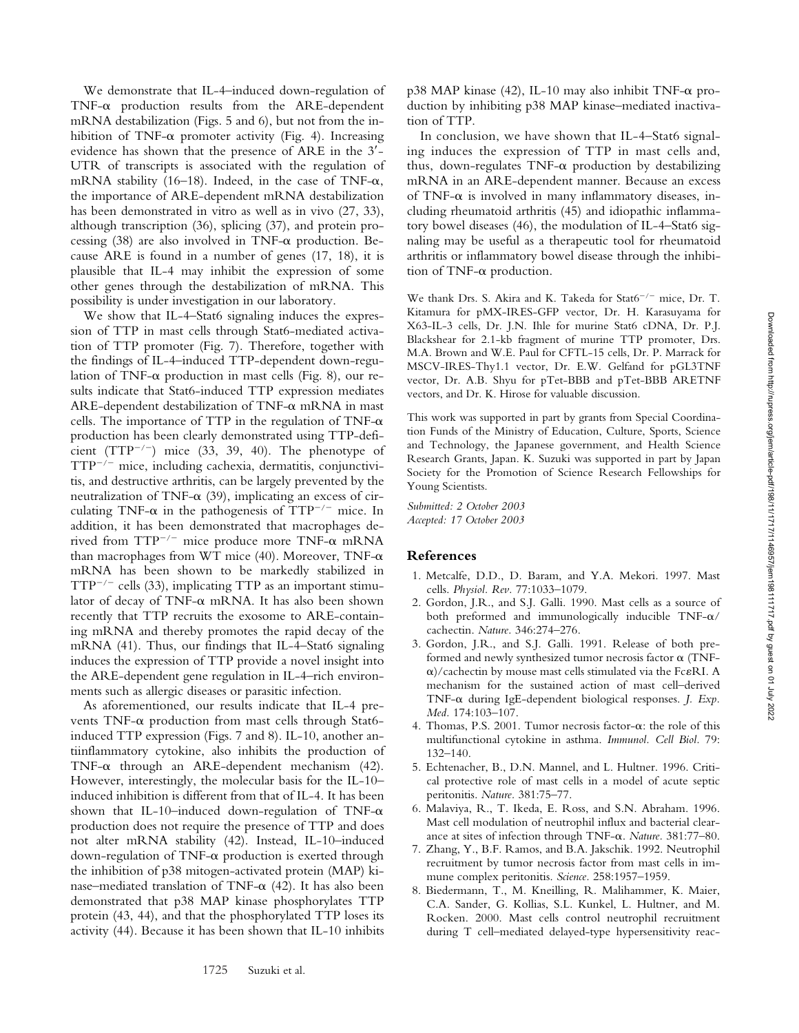We demonstrate that IL-4–induced down-regulation of TNF-α production results from the ARE-dependent mRNA destabilization (Figs. 5 and 6), but not from the inhibition of TNF-α promoter activity (Fig. 4). Increasing evidence has shown that the presence of ARE in the 3′-UTR of transcripts is associated with the regulation of mRNA stability (16–18). Indeed, in the case of TNF-α, the importance of ARE-dependent mRNA destabilization has been demonstrated in vitro as well as in vivo (27, 33), although transcription (36), splicing (37), and protein processing (38) are also involved in TNF-α production. Because ARE is found in a number of genes (17, 18), it is plausible that IL-4 may inhibit the expression of some other genes through the destabilization of mRNA. This possibility is under investigation in our laboratory.

We show that IL-4–Stat6 signaling induces the expression of TTP in mast cells through Stat6-mediated activation of TTP promoter (Fig. 7). Therefore, together with the findings of IL-4–induced TTP-dependent down-regulation of TNF-α production in mast cells (Fig. 8), our results indicate that Stat6-induced TTP expression mediates ARE-dependent destabilization of TNF-α mRNA in mast cells. The importance of TTP in the regulation of TNF-α production has been clearly demonstrated using TTP-deficient ($TTP^{-/-}$) mice (33, 39, 40). The phenotype of $TTP^{-/-}$ mice, including cachexia, dermatitis, conjunctivitis, and destructive arthritis, can be largely prevented by the neutralization of TNF-α (39), implicating an excess of circulating TNF-α in the pathogenesis of $TTP^{-/-}$ mice. In addition, it has been demonstrated that macrophages derived from $TTP^{-/-}$ mice produce more TNF-α mRNA than macrophages from WT mice (40). Moreover, TNF-α mRNA has been shown to be markedly stabilized in $TTP^{-/-}$ cells (33), implicating TTP as an important stimulator of decay of TNF-α mRNA. It has also been shown recently that TTP recruits the exosome to ARE-containing mRNA and thereby promotes the rapid decay of the mRNA (41). Thus, our findings that IL-4–Stat6 signaling induces the expression of TTP provide a novel insight into the ARE-dependent gene regulation in IL-4–rich environments such as allergic diseases or parasitic infection.

As aforementioned, our results indicate that IL-4 prevents TNF-α production from mast cells through Stat6-induced TTP expression (Figs. 7 and 8). IL-10, another antiinflammatory cytokine, also inhibits the production of TNF-α through an ARE-dependent mechanism (42). However, interestingly, the molecular basis for the IL-10–induced inhibition is different from that of IL-4. It has been shown that IL-10–induced down-regulation of TNF-α production does not require the presence of TTP and does not alter mRNA stability (42). Instead, IL-10–induced down-regulation of TNF-α production is exerted through the inhibition of p38 mitogen-activated protein (MAP) kinase–mediated translation of TNF-α (42). It has also been demonstrated that p38 MAP kinase phosphorylates TTP protein (43, 44), and that the phosphorylated TTP loses its activity (44). Because it has been shown that IL-10 inhibits p38 MAP kinase (42), IL-10 may also inhibit TNF-α production by inhibiting p38 MAP kinase–mediated inactivation of TTP.

In conclusion, we have shown that IL-4–Stat6 signaling induces the expression of TTP in mast cells and, thus, down-regulates TNF-α production by destabilizing mRNA in an ARE-dependent manner. Because an excess of TNF-α is involved in many inflammatory diseases, including rheumatoid arthritis (45) and idiopathic inflammatory bowel diseases (46), the modulation of IL-4–Stat6 signaling may be useful as a therapeutic tool for rheumatoid arthritis or inflammatory bowel disease through the inhibition of TNF-α production.

We thank Drs. S. Akira and K. Takeda for $Stat6^{-/-}$ mice, Dr. T. Kitamura for pMX-IRES-GFP vector, Dr. H. Karasuyama for X63-IL-3 cells, Dr. J.N. Ihle for murine Stat6 cDNA, Dr. P.J. Blackshear for 2.1-kb fragment of murine TTP promoter, Drs. M.A. Brown and W.E. Paul for CFTL-15 cells, Dr. P. Marrack for MSCV-IRES-Thy1.1 vector, Dr. E.W. Gelfand for pGL3TNF vector, Dr. A.B. Shyu for pTet-BBB and pTet-BBB ARETNF vectors, and Dr. K. Hirose for valuable discussion.

This work was supported in part by grants from Special Coordination Funds of the Ministry of Education, Culture, Sports, Science and Technology, the Japanese government, and Health Science Research Grants, Japan. K. Suzuki was supported in part by Japan Society for the Promotion of Science Research Fellowships for Young Scientists.

*Submitted: 2 October 2003*
*Accepted: 17 October 2003*

## References

1. Metcalfe, D.D., D. Baram, and Y.A. Mekori. 1997. Mast cells. *Physiol. Rev.* 77:1033–1079.
2. Gordon, J.R., and S.J. Galli. 1990. Mast cells as a source of both preformed and immunologically inducible TNF-α/cachectin. *Nature.* 346:274–276.
3. Gordon, J.R., and S.J. Galli. 1991. Release of both preformed and newly synthesized tumor necrosis factor α (TNF-α)/cachectin by mouse mast cells stimulated via the FcεRI. A mechanism for the sustained action of mast cell–derived TNF-α during IgE-dependent biological responses. *J. Exp. Med.* 174:103–107.
4. Thomas, P.S. 2001. Tumor necrosis factor-α: the role of this multifunctional cytokine in asthma. *Immunol. Cell Biol.* 79: 132–140.
5. Echtenacher, B., D.N. Mannel, and L. Hultner. 1996. Critical protective role of mast cells in a model of acute septic peritonitis. *Nature.* 381:75–77.
6. Malaviya, R., T. Ikeda, E. Ross, and S.N. Abraham. 1996. Mast cell modulation of neutrophil influx and bacterial clearance at sites of infection through TNF-α. *Nature.* 381:77–80.
7. Zhang, Y., B.F. Ramos, and B.A. Jakschik. 1992. Neutrophil recruitment by tumor necrosis factor from mast cells in immune complex peritonitis. *Science.* 258:1957–1959.
8. Biedermann, T., M. Kneilling, R. Mailhammer, K. Maier, C.A. Sander, G. Kollias, S.L. Kunkel, L. Hultner, and M. Rocken. 2000. Mast cells control neutrophil recruitment during T cell–mediated delayed-type hypersensitivity reac-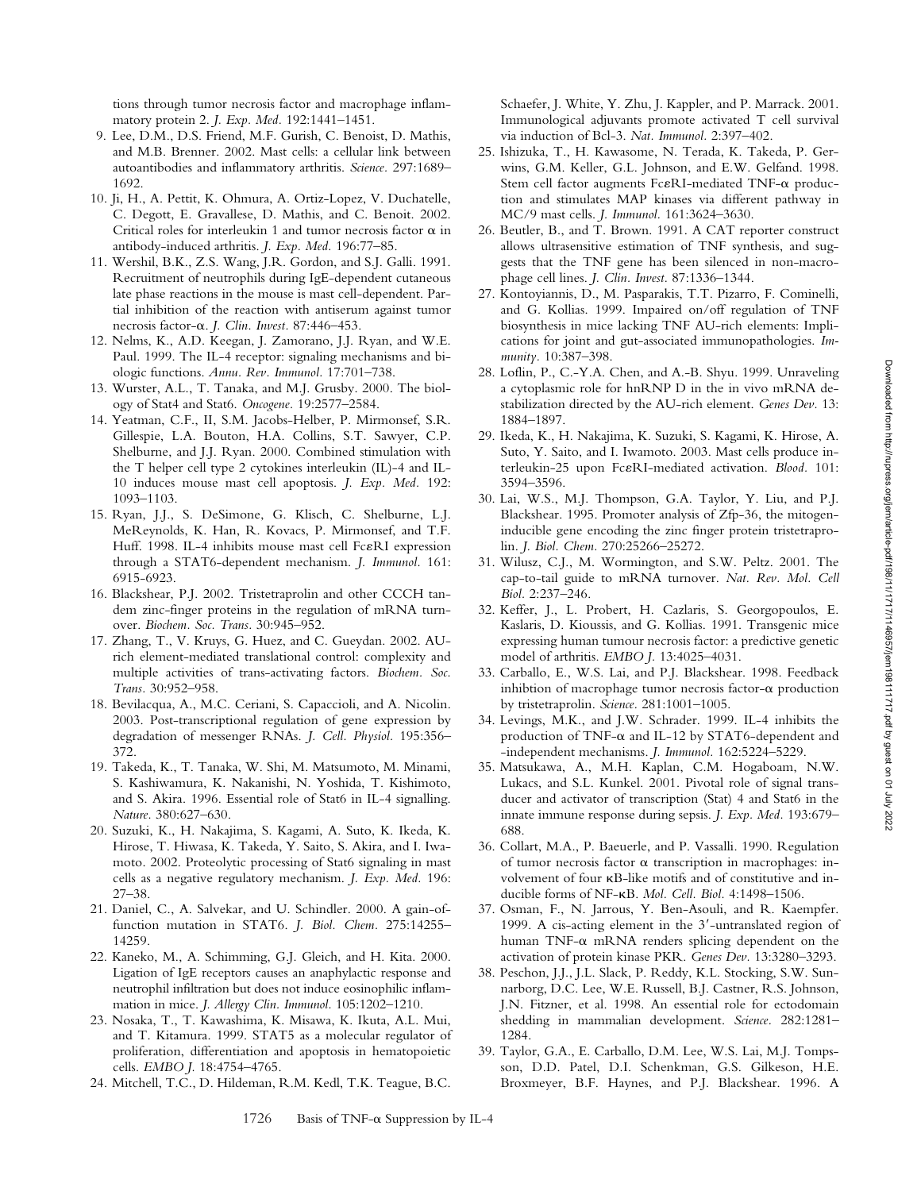tions through tumor necrosis factor and macrophage inflammatory protein 2. *J. Exp. Med.* 192:1441–1451.

9. Lee, D.M., D.S. Friend, M.F. Gurish, C. Benoist, D. Mathis, and M.B. Brenner. 2002. Mast cells: a cellular link between autoantibodies and inflammatory arthritis. *Science.* 297:1689–1692.
10. Ji, H., A. Pettit, K. Ohmura, A. Ortiz-Lopez, V. Duchatelle, C. Degott, E. Gravallese, D. Mathis, and C. Benoit. 2002. Critical roles for interleukin 1 and tumor necrosis factor α in antibody-induced arthritis. *J. Exp. Med.* 196:77–85.
11. Wershil, B.K., Z.S. Wang, J.R. Gordon, and S.J. Galli. 1991. Recruitment of neutrophils during IgE-dependent cutaneous late phase reactions in the mouse is mast cell-dependent. Partial inhibition of the reaction with antiserum against tumor necrosis factor-α. *J. Clin. Invest.* 87:446–453.
12. Nelms, K., A.D. Keegan, J. Zamorano, J.J. Ryan, and W.E. Paul. 1999. The IL-4 receptor: signaling mechanisms and biologic functions. *Annu. Rev. Immunol.* 17:701–738.
13. Wurster, A.L., T. Tanaka, and M.J. Grusby. 2000. The biology of Stat4 and Stat6. *Oncogene.* 19:2577–2584.
14. Yeatman, C.F., II, S.M. Jacobs-Helber, P. Mirmonsef, S.R. Gillespie, L.A. Bouton, H.A. Collins, S.T. Sawyer, C.P. Shelburne, and J.J. Ryan. 2000. Combined stimulation with the T helper cell type 2 cytokines interleukin (IL)-4 and IL-10 induces mouse mast cell apoptosis. *J. Exp. Med.* 192: 1093–1103.
15. Ryan, J.J., S. DeSimone, G. Klisch, C. Shelburne, L.J. MeReynolds, K. Han, R. Kovacs, P. Mirmonsef, and T.F. Huff. 1998. IL-4 inhibits mouse mast cell FcεRI expression through a STAT6-dependent mechanism. *J. Immunol.* 161: 6915-6923.
16. Blackshear, P.J. 2002. Tristetraprolin and other CCCH tandem zinc-finger proteins in the regulation of mRNA turnover. *Biochem. Soc. Trans.* 30:945–952.
17. Zhang, T., V. Kruys, G. Huez, and C. Gueydan. 2002. AU-rich element-mediated translational control: complexity and multiple activities of trans-activating factors. *Biochem. Soc. Trans.* 30:952–958.
18. Bevilacqua, A., M.C. Ceriani, S. Capaccioli, and A. Nicolin. 2003. Post-transcriptional regulation of gene expression by degradation of messenger RNAs. *J. Cell. Physiol.* 195:356–372.
19. Takeda, K., T. Tanaka, W. Shi, M. Matsumoto, M. Minami, S. Kashiwamura, K. Nakanishi, N. Yoshida, T. Kishimoto, and S. Akira. 1996. Essential role of Stat6 in IL-4 signalling. *Nature.* 380:627–630.
20. Suzuki, K., H. Nakajima, S. Kagami, A. Suto, K. Ikeda, K. Hirose, T. Hiwasa, K. Takeda, Y. Saito, S. Akira, and I. Iwamoto. 2002. Proteolytic processing of Stat6 signaling in mast cells as a negative regulatory mechanism. *J. Exp. Med.* 196: 27–38.
21. Daniel, C., A. Salvekar, and U. Schindler. 2000. A gain-of-function mutation in STAT6. *J. Biol. Chem.* 275:14255–14259.
22. Kaneko, M., A. Schimming, G.J. Gleich, and H. Kita. 2000. Ligation of IgE receptors causes an anaphylactic response and neutrophil infiltration but does not induce eosinophilic inflammation in mice. *J. Allergy Clin. Immunol.* 105:1202–1210.
23. Nosaka, T., T. Kawashima, K. Misawa, K. Ikuta, A.L. Mui, and T. Kitamura. 1999. STAT5 as a molecular regulator of proliferation, differentiation and apoptosis in hematopoietic cells. *EMBO J.* 18:4754–4765.
24. Mitchell, T.C., D. Hildeman, R.M. Kedl, T.K. Teague, B.C. Schaefer, J. White, Y. Zhu, J. Kappler, and P. Marrack. 2001. Immunological adjuvants promote activated T cell survival via induction of Bcl-3. *Nat. Immunol.* 2:397–402.
25. Ishizuka, T., H. Kawasome, N. Terada, K. Takeda, P. Gerwins, G.M. Keller, G.L. Johnson, and E.W. Gelfand. 1998. Stem cell factor augments FcεRI-mediated TNF-α production and stimulates MAP kinases via different pathway in MC/9 mast cells. *J. Immunol.* 161:3624–3630.
26. Beutler, B., and T. Brown. 1991. A CAT reporter construct allows ultrasensitive estimation of TNF synthesis, and suggests that the TNF gene has been silenced in non-macrophage cell lines. *J. Clin. Invest.* 87:1336–1344.
27. Kontoyiannis, D., M. Pasparakis, T.T. Pizarro, F. Cominelli, and G. Kollias. 1999. Impaired on/off regulation of TNF biosynthesis in mice lacking TNF AU-rich elements: Implications for joint and gut-associated immunopathologies. *Immunity.* 10:387–398.
28. Loflin, P., C.-Y.A. Chen, and A.-B. Shyu. 1999. Unraveling a cytoplasmic role for hnRNP D in the in vivo mRNA destabilization directed by the AU-rich element. *Genes Dev.* 13: 1884–1897.
29. Ikeda, K., H. Nakajima, K. Suzuki, S. Kagami, K. Hirose, A. Suto, Y. Saito, and I. Iwamoto. 2003. Mast cells produce interleukin-25 upon FcεRI-mediated activation. *Blood.* 101: 3594–3596.
30. Lai, W.S., M.J. Thompson, G.A. Taylor, Y. Liu, and P.J. Blackshear. 1995. Promoter analysis of Zfp-36, the mitogen-inducible gene encoding the zinc finger protein tristetraprolin. *J. Biol. Chem.* 270:25266–25272.
31. Wilusz, C.J., M. Wormington, and S.W. Peltz. 2001. The cap-to-tail guide to mRNA turnover. *Nat. Rev. Mol. Cell Biol.* 2:237–246.
32. Keffer, J., L. Probert, H. Cazlaris, S. Georgopoulos, E. Kaslaris, D. Kioussis, and G. Kollias. 1991. Transgenic mice expressing human tumour necrosis factor: a predictive genetic model of arthritis. *EMBO J.* 13:4025–4031.
33. Carballo, E., W.S. Lai, and P.J. Blackshear. 1998. Feedback inhibtion of macrophage tumor necrosis factor-α production by tristetraprolin. *Science.* 281:1001–1005.
34. Levings, M.K., and J.W. Schrader. 1999. IL-4 inhibits the production of TNF-α and IL-12 by STAT6-dependent and -independent mechanisms. *J. Immunol.* 162:5224–5229.
35. Matsukawa, A., M.H. Kaplan, C.M. Hogaboam, N.W. Lukacs, and S.L. Kunkel. 2001. Pivotal role of signal transducer and activator of transcription (Stat) 4 and Stat6 in the innate immune response during sepsis. *J. Exp. Med.* 193:679–688.
36. Collart, M.A., P. Baeuerle, and P. Vassalli. 1990. Regulation of tumor necrosis factor α transcription in macrophages: involvement of four κB-like motifs and of constitutive and inducible forms of NF-κB. *Mol. Cell. Biol.* 4:1498–1506.
37. Osman, F., N. Jarrous, Y. Ben-Asouli, and R. Kaempfer. 1999. A cis-acting element in the 3′-untranslated region of human TNF-α mRNA renders splicing dependent on the activation of protein kinase PKR. *Genes Dev.* 13:3280–3293.
38. Peschon, J.J., J.L. Slack, P. Reddy, K.L. Stocking, S.W. Sunnarborg, D.C. Lee, W.E. Russell, B.J. Castner, R.S. Johnson, J.N. Fitzner, et al. 1998. An essential role for ectodomain shedding in mammalian development. *Science.* 282:1281–1284.
39. Taylor, G.A., E. Carballo, D.M. Lee, W.S. Lai, M.J. Tompsson, D.D. Patel, D.I. Schenkman, G.S. Gilkeson, H.E. Broxmeyer, B.F. Haynes, and P.J. Blackshear. 1996. A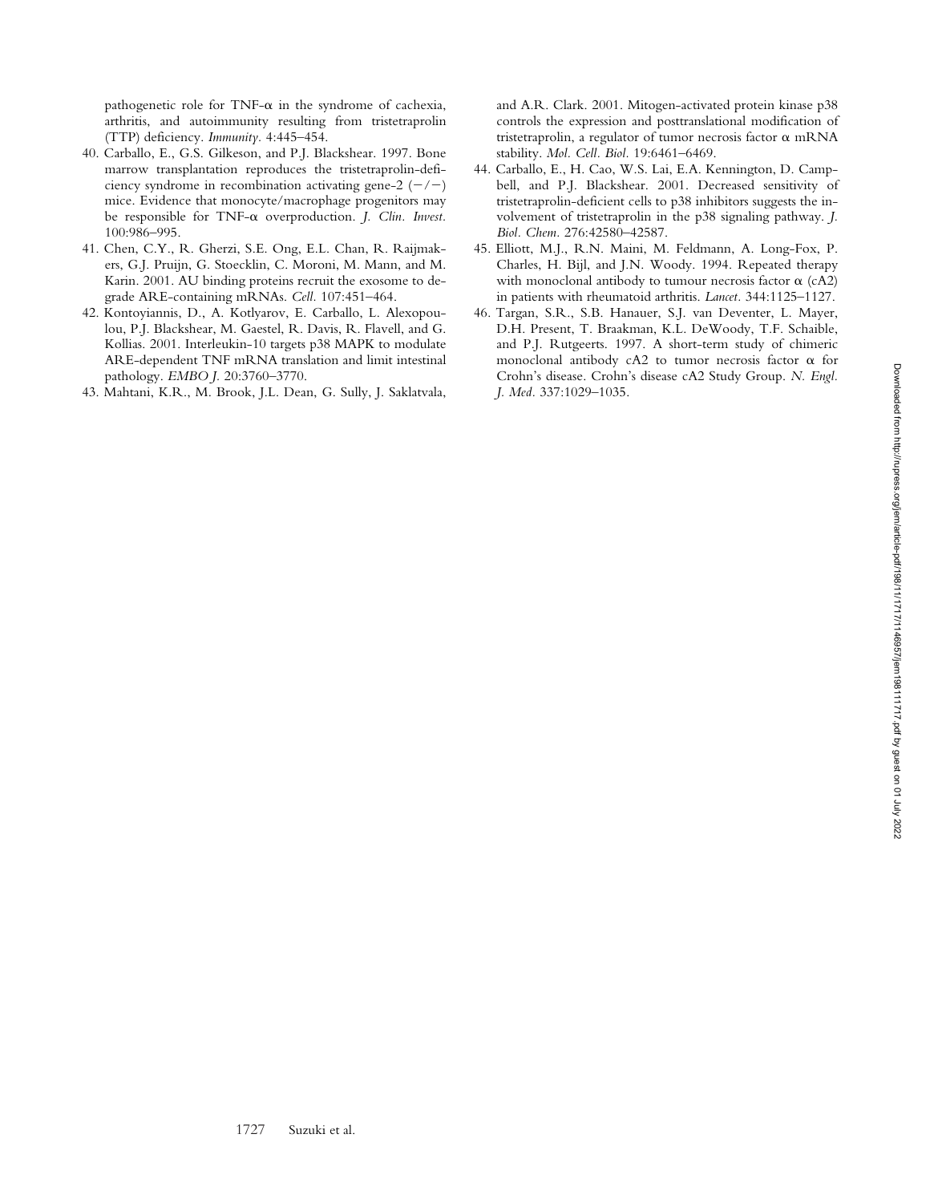pathogenetic role for TNF-α in the syndrome of cachexia, arthritis, and autoimmunity resulting from tristetraprolin (TTP) deficiency. *Immunity.* 4:445–454.

40. Carballo, E., G.S. Gilkeson, and P.J. Blackshear. 1997. Bone marrow transplantation reproduces the tristetraprolin-deficiency syndrome in recombination activating gene-2 (−/−) mice. Evidence that monocyte/macrophage progenitors may be responsible for TNF-α overproduction. *J. Clin. Invest.* 100:986–995.
41. Chen, C.Y., R. Gherzi, S.E. Ong, E.L. Chan, R. Raijmakers, G.J. Pruijn, G. Stoecklin, C. Moroni, M. Mann, and M. Karin. 2001. AU binding proteins recruit the exosome to degrade ARE-containing mRNAs. *Cell.* 107:451–464.
42. Kontoyiannis, D., A. Kotlyarov, E. Carballo, L. Alexopoulou, P.J. Blackshear, M. Gaestel, R. Davis, R. Flavell, and G. Kollias. 2001. Interleukin-10 targets p38 MAPK to modulate ARE-dependent TNF mRNA translation and limit intestinal pathology. *EMBO J.* 20:3760–3770.
43. Mahtani, K.R., M. Brook, J.L. Dean, G. Sully, J. Saklatvala, and A.R. Clark. 2001. Mitogen-activated protein kinase p38 controls the expression and posttranslational modification of tristetraprolin, a regulator of tumor necrosis factor α mRNA stability. *Mol. Cell. Biol.* 19:6461–6469.
44. Carballo, E., H. Cao, W.S. Lai, E.A. Kennington, D. Campbell, and P.J. Blackshear. 2001. Decreased sensitivity of tristetraprolin-deficient cells to p38 inhibitors suggests the involvement of tristetraprolin in the p38 signaling pathway. *J. Biol. Chem.* 276:42580–42587.
45. Elliott, M.J., R.N. Maini, M. Feldmann, A. Long-Fox, P. Charles, H. Bijl, and J.N. Woody. 1994. Repeated therapy with monoclonal antibody to tumour necrosis factor α (cA2) in patients with rheumatoid arthritis. *Lancet.* 344:1125–1127.
46. Targan, S.R., S.B. Hanauer, S.J. van Deventer, L. Mayer, D.H. Present, T. Braakman, K.L. DeWoody, T.F. Schaible, and P.J. Rutgeerts. 1997. A short-term study of chimeric monoclonal antibody cA2 to tumor necrosis factor α for Crohn's disease. Crohn's disease cA2 Study Group. *N. Engl. J. Med.* 337:1029–1035.